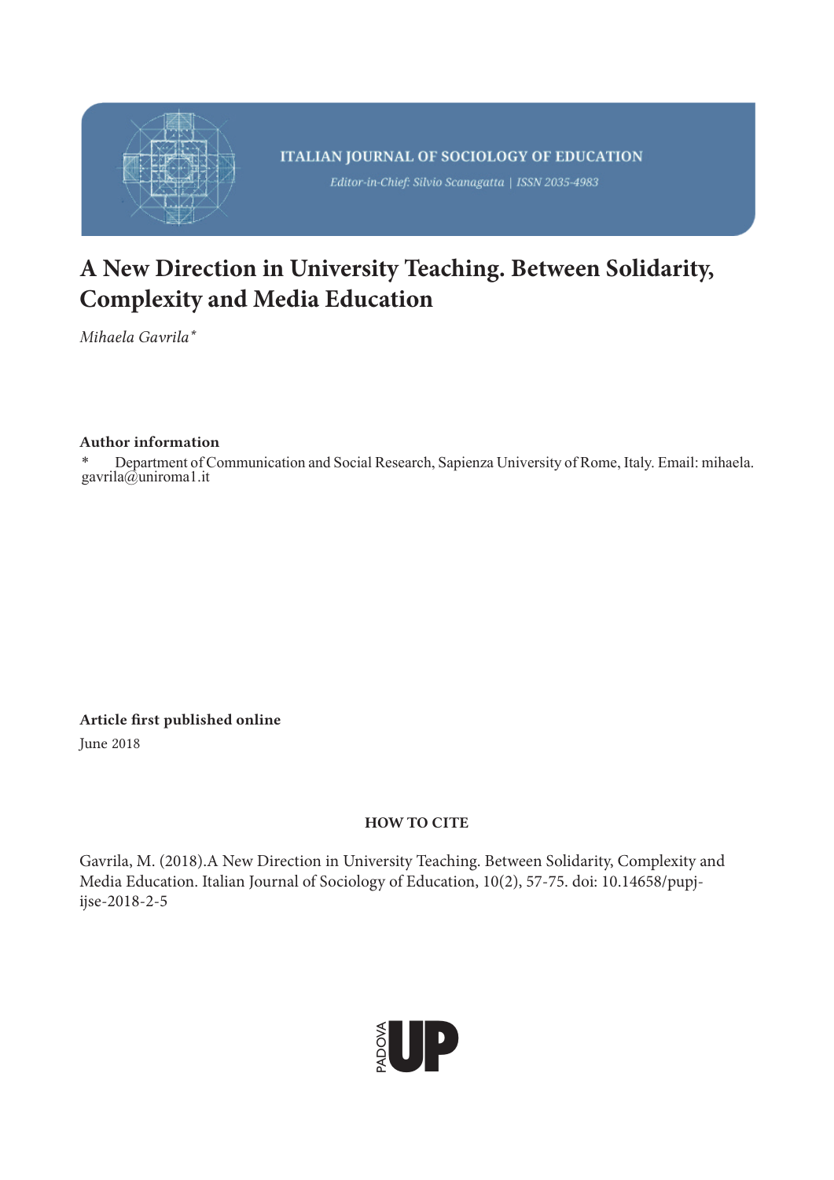ITALIAN JOURNAL OF SOCIOLOGY OF EDUCATION

*Editor-in-Chief: Silvio Scanagatta | ISSN 2035-4983*

# A New Direction in University Teaching. Between Solidarity, Complexity and Media Education

*Mihaela Gavrila**

**Author information**

\* Department of Communication and Social Research, Sapienza University of Rome, Italy. Email: mihaela.gavrila@uniroma1.it

**Article first published online**

June 2018

**HOW TO CITE**

Gavrila, M. (2018).A New Direction in University Teaching. Between Solidarity, Complexity and Media Education. Italian Journal of Sociology of Education, 10(2), 57-75. doi: 10.14658/pupj-ijse-2018-2-5

PADOVA UP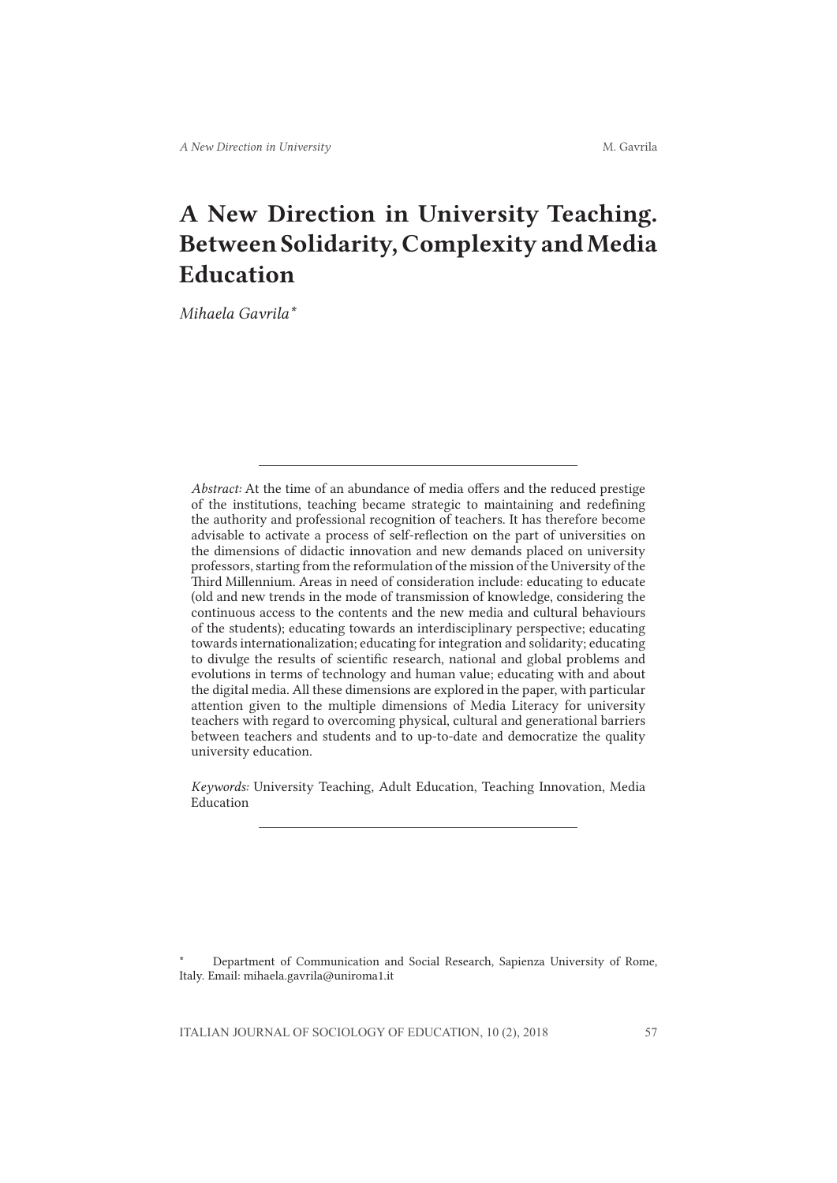# A New Direction in University Teaching. Between Solidarity, Complexity and Media Education

*Mihaela Gavrila**

*Abstract:* At the time of an abundance of media offers and the reduced prestige of the institutions, teaching became strategic to maintaining and redefining the authority and professional recognition of teachers. It has therefore become advisable to activate a process of self-reflection on the part of universities on the dimensions of didactic innovation and new demands placed on university professors, starting from the reformulation of the mission of the University of the Third Millennium. Areas in need of consideration include: educating to educate (old and new trends in the mode of transmission of knowledge, considering the continuous access to the contents and the new media and cultural behaviours of the students); educating towards an interdisciplinary perspective; educating towards internationalization; educating for integration and solidarity; educating to divulge the results of scientific research, national and global problems and evolutions in terms of technology and human value; educating with and about the digital media. All these dimensions are explored in the paper, with particular attention given to the multiple dimensions of Media Literacy for university teachers with regard to overcoming physical, cultural and generational barriers between teachers and students and to up-to-date and democratize the quality university education.

*Keywords:* University Teaching, Adult Education, Teaching Innovation, Media Education

\* Department of Communication and Social Research, Sapienza University of Rome, Italy. Email: mihaela.gavrila@uniroma1.it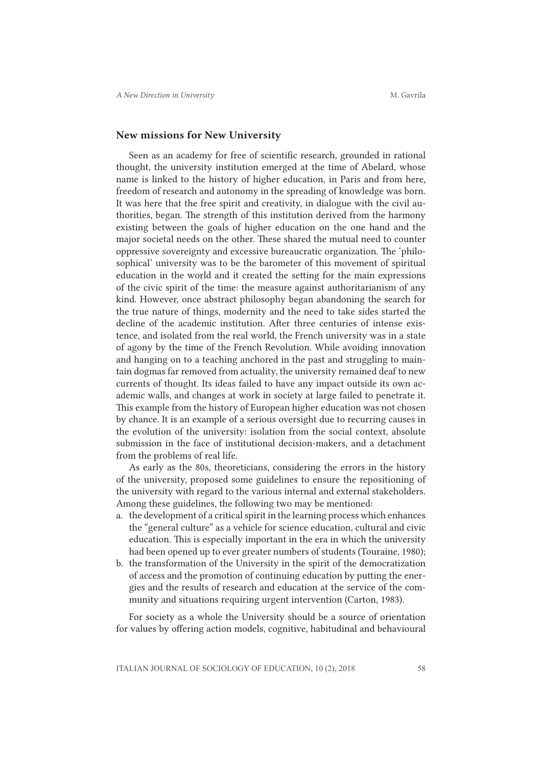## New missions for New University

Seen as an academy for free of scientific research, grounded in rational thought, the university institution emerged at the time of Abelard, whose name is linked to the history of higher education, in Paris and from here, freedom of research and autonomy in the spreading of knowledge was born. It was here that the free spirit and creativity, in dialogue with the civil authorities, began. The strength of this institution derived from the harmony existing between the goals of higher education on the one hand and the major societal needs on the other. These shared the mutual need to counter oppressive sovereignty and excessive bureaucratic organization. The 'philosophical' university was to be the barometer of this movement of spiritual education in the world and it created the setting for the main expressions of the civic spirit of the time: the measure against authoritarianism of any kind. However, once abstract philosophy began abandoning the search for the true nature of things, modernity and the need to take sides started the decline of the academic institution. After three centuries of intense existence, and isolated from the real world, the French university was in a state of agony by the time of the French Revolution. While avoiding innovation and hanging on to a teaching anchored in the past and struggling to maintain dogmas far removed from actuality, the university remained deaf to new currents of thought. Its ideas failed to have any impact outside its own academic walls, and changes at work in society at large failed to penetrate it. This example from the history of European higher education was not chosen by chance. It is an example of a serious oversight due to recurring causes in the evolution of the university: isolation from the social context, absolute submission in the face of institutional decision-makers, and a detachment from the problems of real life.

As early as the 80s, theoreticians, considering the errors in the history of the university, proposed some guidelines to ensure the repositioning of the university with regard to the various internal and external stakeholders. Among these guidelines, the following two may be mentioned:

a. the development of a critical spirit in the learning process which enhances the "general culture" as a vehicle for science education, cultural and civic education. This is especially important in the era in which the university had been opened up to ever greater numbers of students (Touraine, 1980);
b. the transformation of the University in the spirit of the democratization of access and the promotion of continuing education by putting the energies and the results of research and education at the service of the community and situations requiring urgent intervention (Carton, 1983).

For society as a whole the University should be a source of orientation for values by offering action models, cognitive, habitudinal and behavioural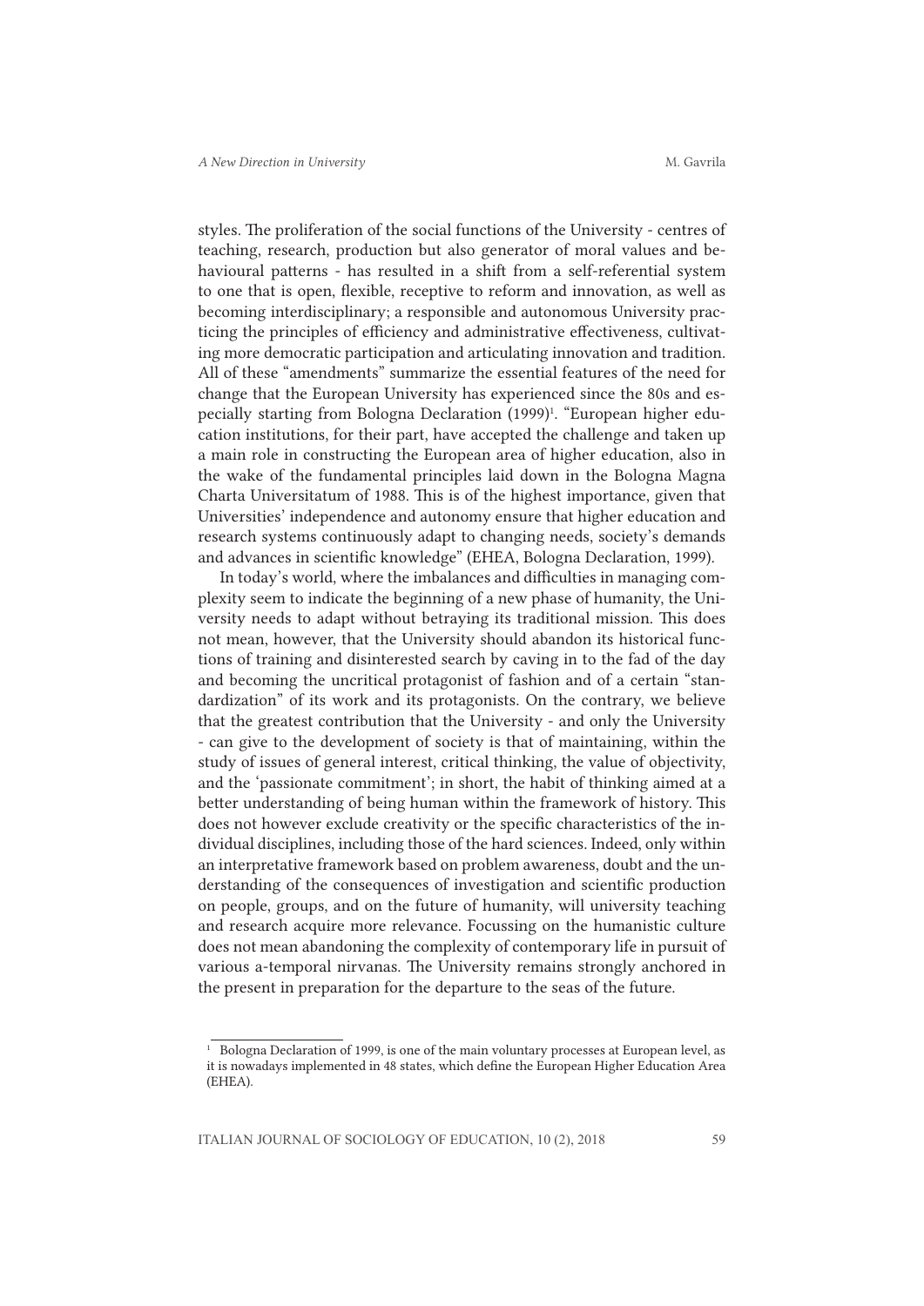styles. The proliferation of the social functions of the University - centres of teaching, research, production but also generator of moral values and behavioural patterns - has resulted in a shift from a self-referential system to one that is open, flexible, receptive to reform and innovation, as well as becoming interdisciplinary; a responsible and autonomous University practicing the principles of efficiency and administrative effectiveness, cultivating more democratic participation and articulating innovation and tradition. All of these "amendments" summarize the essential features of the need for change that the European University has experienced since the 80s and especially starting from Bologna Declaration (1999)[1]. "European higher education institutions, for their part, have accepted the challenge and taken up a main role in constructing the European area of higher education, also in the wake of the fundamental principles laid down in the Bologna Magna Charta Universitatum of 1988. This is of the highest importance, given that Universities' independence and autonomy ensure that higher education and research systems continuously adapt to changing needs, society's demands and advances in scientific knowledge" (EHEA, Bologna Declaration, 1999).

In today's world, where the imbalances and difficulties in managing complexity seem to indicate the beginning of a new phase of humanity, the University needs to adapt without betraying its traditional mission. This does not mean, however, that the University should abandon its historical functions of training and disinterested search by caving in to the fad of the day and becoming the uncritical protagonist of fashion and of a certain "standardization" of its work and its protagonists. On the contrary, we believe that the greatest contribution that the University - and only the University - can give to the development of society is that of maintaining, within the study of issues of general interest, critical thinking, the value of objectivity, and the 'passionate commitment'; in short, the habit of thinking aimed at a better understanding of being human within the framework of history. This does not however exclude creativity or the specific characteristics of the individual disciplines, including those of the hard sciences. Indeed, only within an interpretative framework based on problem awareness, doubt and the understanding of the consequences of investigation and scientific production on people, groups, and on the future of humanity, will university teaching and research acquire more relevance. Focussing on the humanistic culture does not mean abandoning the complexity of contemporary life in pursuit of various a-temporal nirvanas. The University remains strongly anchored in the present in preparation for the departure to the seas of the future.

[1] Bologna Declaration of 1999, is one of the main voluntary processes at European level, as it is nowadays implemented in 48 states, which define the European Higher Education Area (EHEA).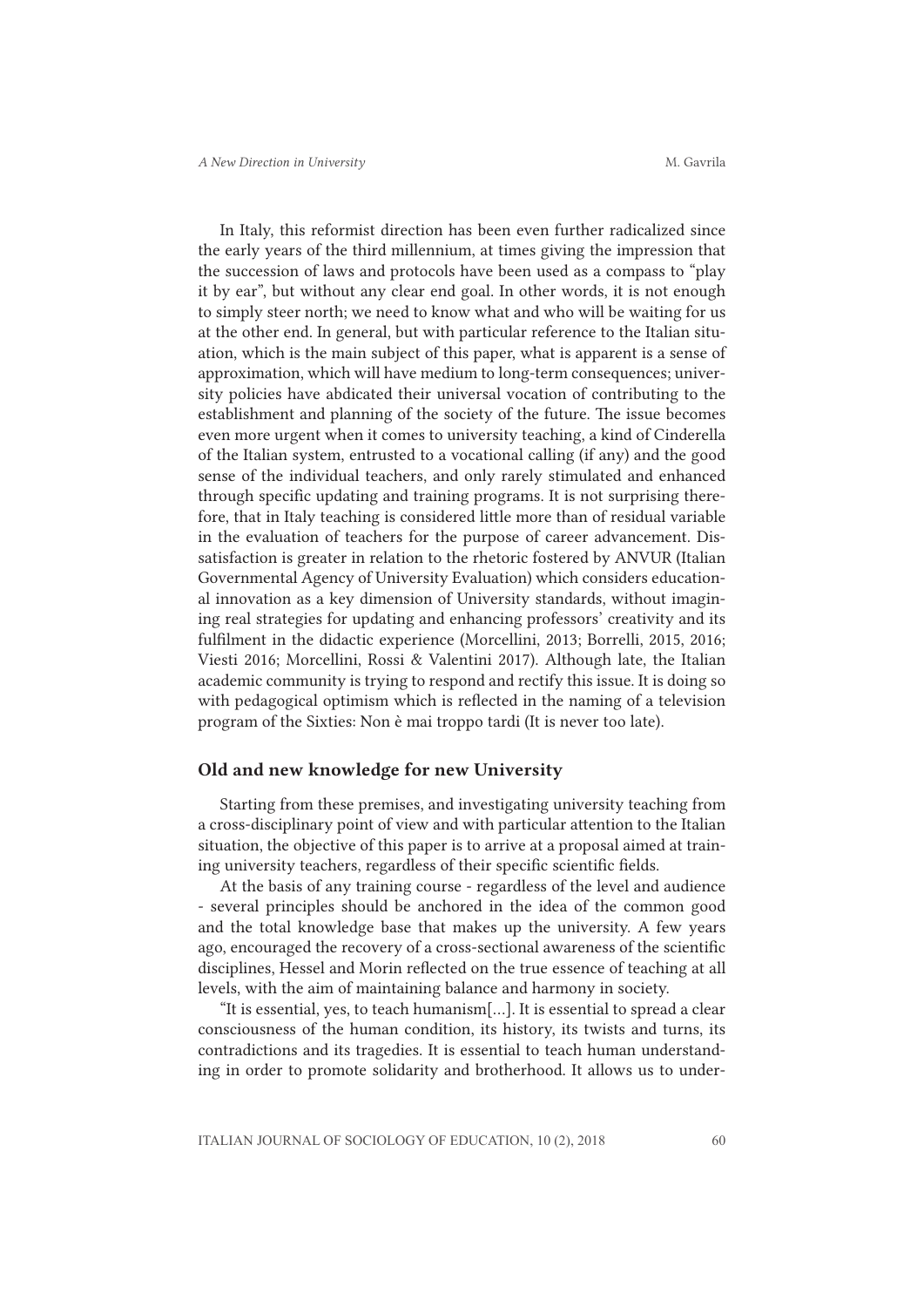In Italy, this reformist direction has been even further radicalized since the early years of the third millennium, at times giving the impression that the succession of laws and protocols have been used as a compass to "play it by ear", but without any clear end goal. In other words, it is not enough to simply steer north; we need to know what and who will be waiting for us at the other end. In general, but with particular reference to the Italian situation, which is the main subject of this paper, what is apparent is a sense of approximation, which will have medium to long-term consequences; university policies have abdicated their universal vocation of contributing to the establishment and planning of the society of the future. The issue becomes even more urgent when it comes to university teaching, a kind of Cinderella of the Italian system, entrusted to a vocational calling (if any) and the good sense of the individual teachers, and only rarely stimulated and enhanced through specific updating and training programs. It is not surprising therefore, that in Italy teaching is considered little more than of residual variable in the evaluation of teachers for the purpose of career advancement. Dissatisfaction is greater in relation to the rhetoric fostered by ANVUR (Italian Governmental Agency of University Evaluation) which considers educational innovation as a key dimension of University standards, without imagining real strategies for updating and enhancing professors' creativity and its fulfilment in the didactic experience (Morcellini, 2013; Borrelli, 2015, 2016; Viesti 2016; Morcellini, Rossi & Valentini 2017). Although late, the Italian academic community is trying to respond and rectify this issue. It is doing so with pedagogical optimism which is reflected in the naming of a television program of the Sixties: Non è mai troppo tardi (It is never too late).

## Old and new knowledge for new University

Starting from these premises, and investigating university teaching from a cross-disciplinary point of view and with particular attention to the Italian situation, the objective of this paper is to arrive at a proposal aimed at training university teachers, regardless of their specific scientific fields.

At the basis of any training course - regardless of the level and audience - several principles should be anchored in the idea of the common good and the total knowledge base that makes up the university. A few years ago, encouraged the recovery of a cross-sectional awareness of the scientific disciplines, Hessel and Morin reflected on the true essence of teaching at all levels, with the aim of maintaining balance and harmony in society.

"It is essential, yes, to teach humanism[…]. It is essential to spread a clear consciousness of the human condition, its history, its twists and turns, its contradictions and its tragedies. It is essential to teach human understanding in order to promote solidarity and brotherhood. It allows us to under-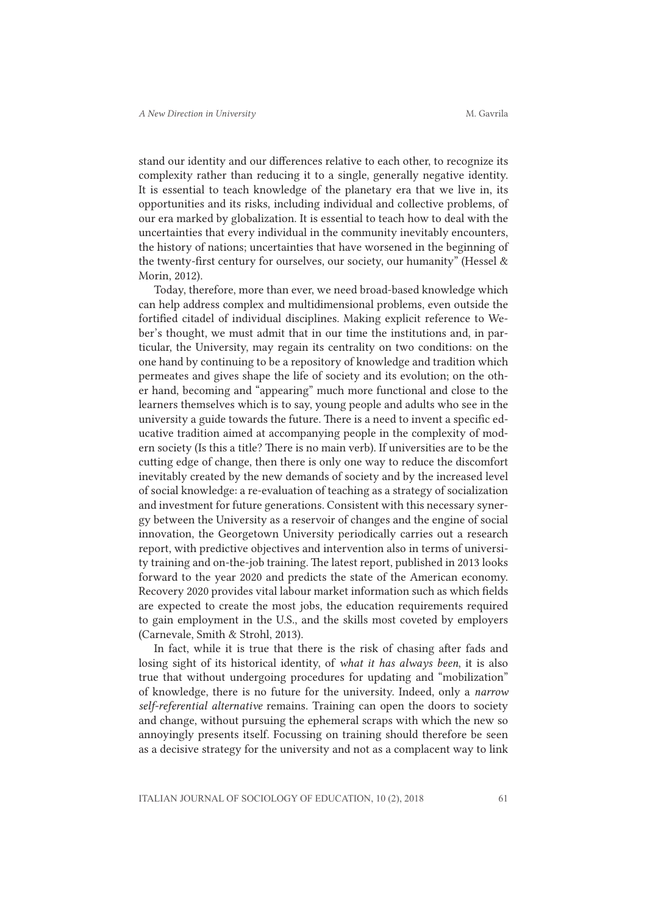stand our identity and our differences relative to each other, to recognize its complexity rather than reducing it to a single, generally negative identity. It is essential to teach knowledge of the planetary era that we live in, its opportunities and its risks, including individual and collective problems, of our era marked by globalization. It is essential to teach how to deal with the uncertainties that every individual in the community inevitably encounters, the history of nations; uncertainties that have worsened in the beginning of the twenty-first century for ourselves, our society, our humanity" (Hessel & Morin, 2012).

Today, therefore, more than ever, we need broad-based knowledge which can help address complex and multidimensional problems, even outside the fortified citadel of individual disciplines. Making explicit reference to Weber's thought, we must admit that in our time the institutions and, in particular, the University, may regain its centrality on two conditions: on the one hand by continuing to be a repository of knowledge and tradition which permeates and gives shape the life of society and its evolution; on the other hand, becoming and "appearing" much more functional and close to the learners themselves which is to say, young people and adults who see in the university a guide towards the future. There is a need to invent a specific educative tradition aimed at accompanying people in the complexity of modern society (Is this a title? There is no main verb). If universities are to be the cutting edge of change, then there is only one way to reduce the discomfort inevitably created by the new demands of society and by the increased level of social knowledge: a re-evaluation of teaching as a strategy of socialization and investment for future generations. Consistent with this necessary synergy between the University as a reservoir of changes and the engine of social innovation, the Georgetown University periodically carries out a research report, with predictive objectives and intervention also in terms of university training and on-the-job training. The latest report, published in 2013 looks forward to the year 2020 and predicts the state of the American economy. Recovery 2020 provides vital labour market information such as which fields are expected to create the most jobs, the education requirements required to gain employment in the U.S., and the skills most coveted by employers (Carnevale, Smith & Strohl, 2013).

In fact, while it is true that there is the risk of chasing after fads and losing sight of its historical identity, of *what it has always been*, it is also true that without undergoing procedures for updating and "mobilization" of knowledge, there is no future for the university. Indeed, only a *narrow self-referential alternative* remains. Training can open the doors to society and change, without pursuing the ephemeral scraps with which the new so annoyingly presents itself. Focussing on training should therefore be seen as a decisive strategy for the university and not as a complacent way to link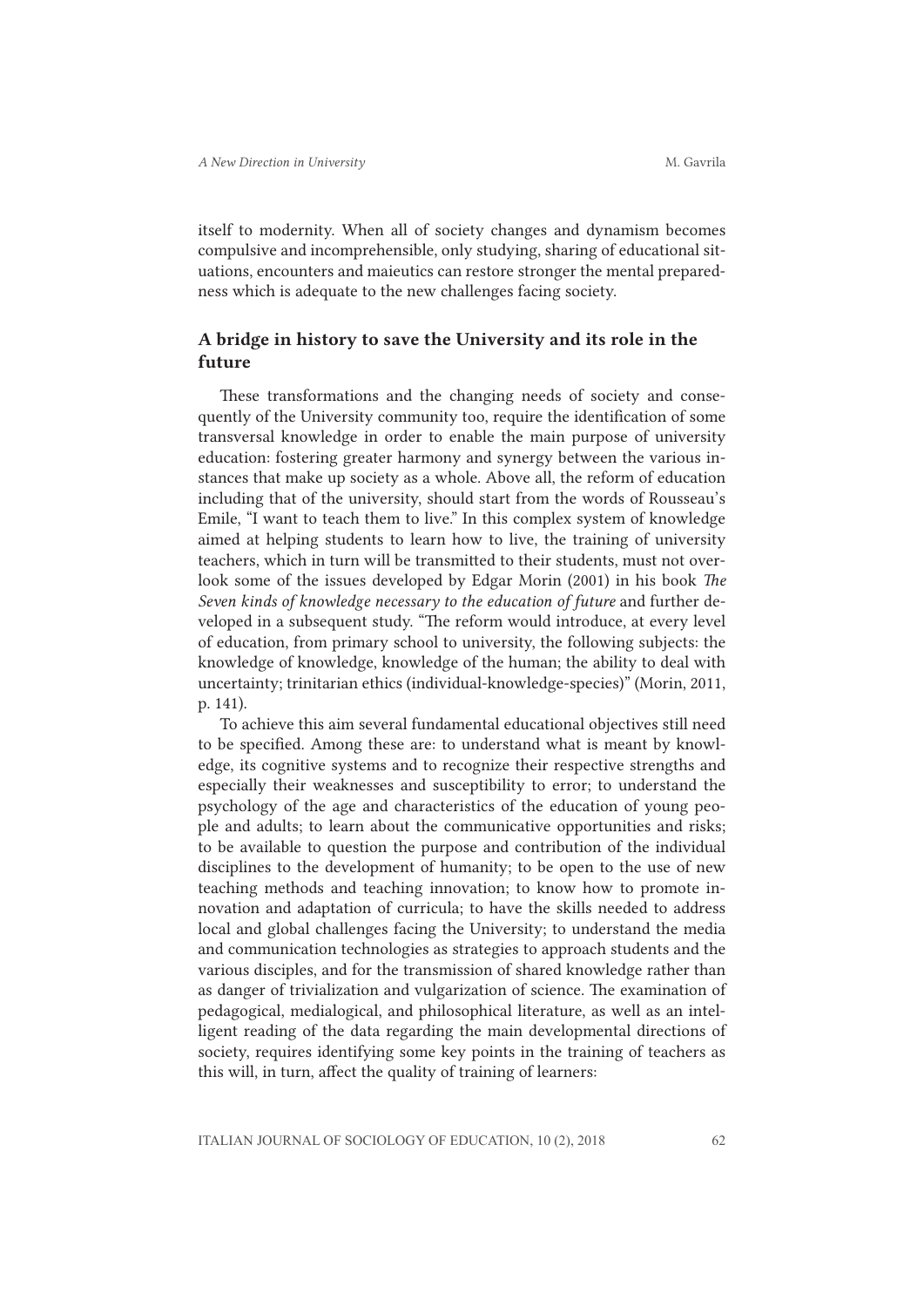itself to modernity. When all of society changes and dynamism becomes compulsive and incomprehensible, only studying, sharing of educational situations, encounters and maieutics can restore stronger the mental preparedness which is adequate to the new challenges facing society.

## A bridge in history to save the University and its role in the future

These transformations and the changing needs of society and consequently of the University community too, require the identification of some transversal knowledge in order to enable the main purpose of university education: fostering greater harmony and synergy between the various instances that make up society as a whole. Above all, the reform of education including that of the university, should start from the words of Rousseau's Emile, "I want to teach them to live." In this complex system of knowledge aimed at helping students to learn how to live, the training of university teachers, which in turn will be transmitted to their students, must not overlook some of the issues developed by Edgar Morin (2001) in his book *The Seven kinds of knowledge necessary to the education of future* and further developed in a subsequent study. "The reform would introduce, at every level of education, from primary school to university, the following subjects: the knowledge of knowledge, knowledge of the human; the ability to deal with uncertainty; trinitarian ethics (individual-knowledge-species)" (Morin, 2011, p. 141).

To achieve this aim several fundamental educational objectives still need to be specified. Among these are: to understand what is meant by knowledge, its cognitive systems and to recognize their respective strengths and especially their weaknesses and susceptibility to error; to understand the psychology of the age and characteristics of the education of young people and adults; to learn about the communicative opportunities and risks; to be available to question the purpose and contribution of the individual disciplines to the development of humanity; to be open to the use of new teaching methods and teaching innovation; to know how to promote innovation and adaptation of curricula; to have the skills needed to address local and global challenges facing the University; to understand the media and communication technologies as strategies to approach students and the various disciples, and for the transmission of shared knowledge rather than as danger of trivialization and vulgarization of science. The examination of pedagogical, medialogical, and philosophical literature, as well as an intelligent reading of the data regarding the main developmental directions of society, requires identifying some key points in the training of teachers as this will, in turn, affect the quality of training of learners: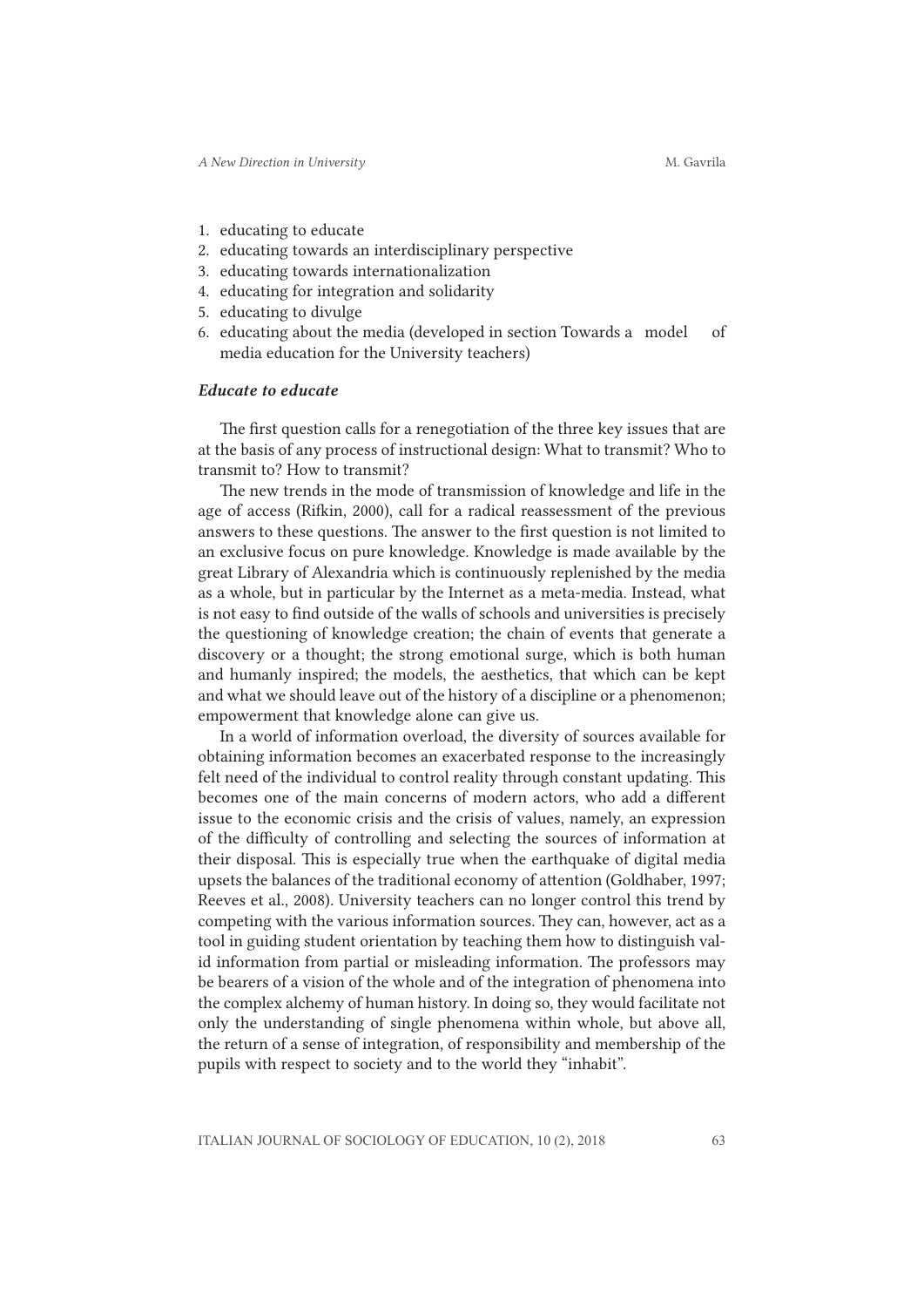1. educating to educate
2. educating towards an interdisciplinary perspective
3. educating towards internationalization
4. educating for integration and solidarity
5. educating to divulge
6. educating about the media (developed in section Towards a model of media education for the University teachers)

### *Educate to educate*

The first question calls for a renegotiation of the three key issues that are at the basis of any process of instructional design: What to transmit? Who to transmit to? How to transmit?

The new trends in the mode of transmission of knowledge and life in the age of access (Rifkin, 2000), call for a radical reassessment of the previous answers to these questions. The answer to the first question is not limited to an exclusive focus on pure knowledge. Knowledge is made available by the great Library of Alexandria which is continuously replenished by the media as a whole, but in particular by the Internet as a meta-media. Instead, what is not easy to find outside of the walls of schools and universities is precisely the questioning of knowledge creation; the chain of events that generate a discovery or a thought; the strong emotional surge, which is both human and humanly inspired; the models, the aesthetics, that which can be kept and what we should leave out of the history of a discipline or a phenomenon; empowerment that knowledge alone can give us.

In a world of information overload, the diversity of sources available for obtaining information becomes an exacerbated response to the increasingly felt need of the individual to control reality through constant updating. This becomes one of the main concerns of modern actors, who add a different issue to the economic crisis and the crisis of values, namely, an expression of the difficulty of controlling and selecting the sources of information at their disposal. This is especially true when the earthquake of digital media upsets the balances of the traditional economy of attention (Goldhaber, 1997; Reeves et al., 2008). University teachers can no longer control this trend by competing with the various information sources. They can, however, act as a tool in guiding student orientation by teaching them how to distinguish valid information from partial or misleading information. The professors may be bearers of a vision of the whole and of the integration of phenomena into the complex alchemy of human history. In doing so, they would facilitate not only the understanding of single phenomena within whole, but above all, the return of a sense of integration, of responsibility and membership of the pupils with respect to society and to the world they "inhabit".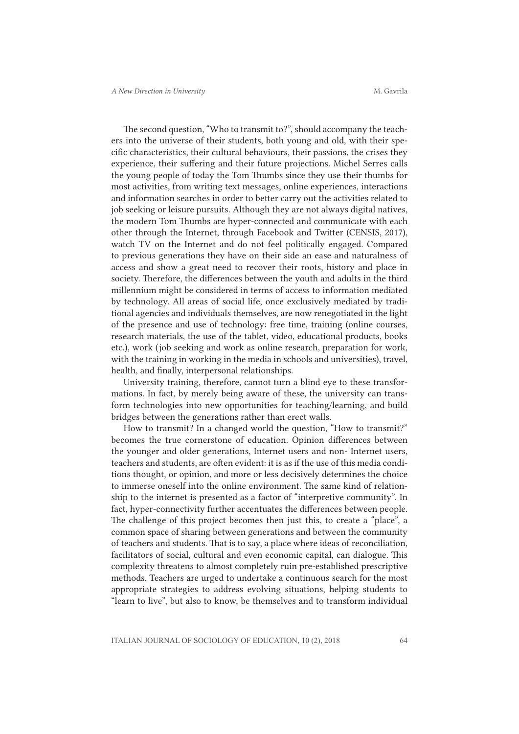The second question, "Who to transmit to?", should accompany the teachers into the universe of their students, both young and old, with their specific characteristics, their cultural behaviours, their passions, the crises they experience, their suffering and their future projections. Michel Serres calls the young people of today the Tom Thumbs since they use their thumbs for most activities, from writing text messages, online experiences, interactions and information searches in order to better carry out the activities related to job seeking or leisure pursuits. Although they are not always digital natives, the modern Tom Thumbs are hyper-connected and communicate with each other through the Internet, through Facebook and Twitter (CENSIS, 2017), watch TV on the Internet and do not feel politically engaged. Compared to previous generations they have on their side an ease and naturalness of access and show a great need to recover their roots, history and place in society. Therefore, the differences between the youth and adults in the third millennium might be considered in terms of access to information mediated by technology. All areas of social life, once exclusively mediated by traditional agencies and individuals themselves, are now renegotiated in the light of the presence and use of technology: free time, training (online courses, research materials, the use of the tablet, video, educational products, books etc.), work (job seeking and work as online research, preparation for work, with the training in working in the media in schools and universities), travel, health, and finally, interpersonal relationships.

University training, therefore, cannot turn a blind eye to these transformations. In fact, by merely being aware of these, the university can transform technologies into new opportunities for teaching/learning, and build bridges between the generations rather than erect walls.

How to transmit? In a changed world the question, "How to transmit?" becomes the true cornerstone of education. Opinion differences between the younger and older generations, Internet users and non- Internet users, teachers and students, are often evident: it is as if the use of this media conditions thought, or opinion, and more or less decisively determines the choice to immerse oneself into the online environment. The same kind of relationship to the internet is presented as a factor of "interpretive community". In fact, hyper-connectivity further accentuates the differences between people. The challenge of this project becomes then just this, to create a "place", a common space of sharing between generations and between the community of teachers and students. That is to say, a place where ideas of reconciliation, facilitators of social, cultural and even economic capital, can dialogue. This complexity threatens to almost completely ruin pre-established prescriptive methods. Teachers are urged to undertake a continuous search for the most appropriate strategies to address evolving situations, helping students to "learn to live", but also to know, be themselves and to transform individual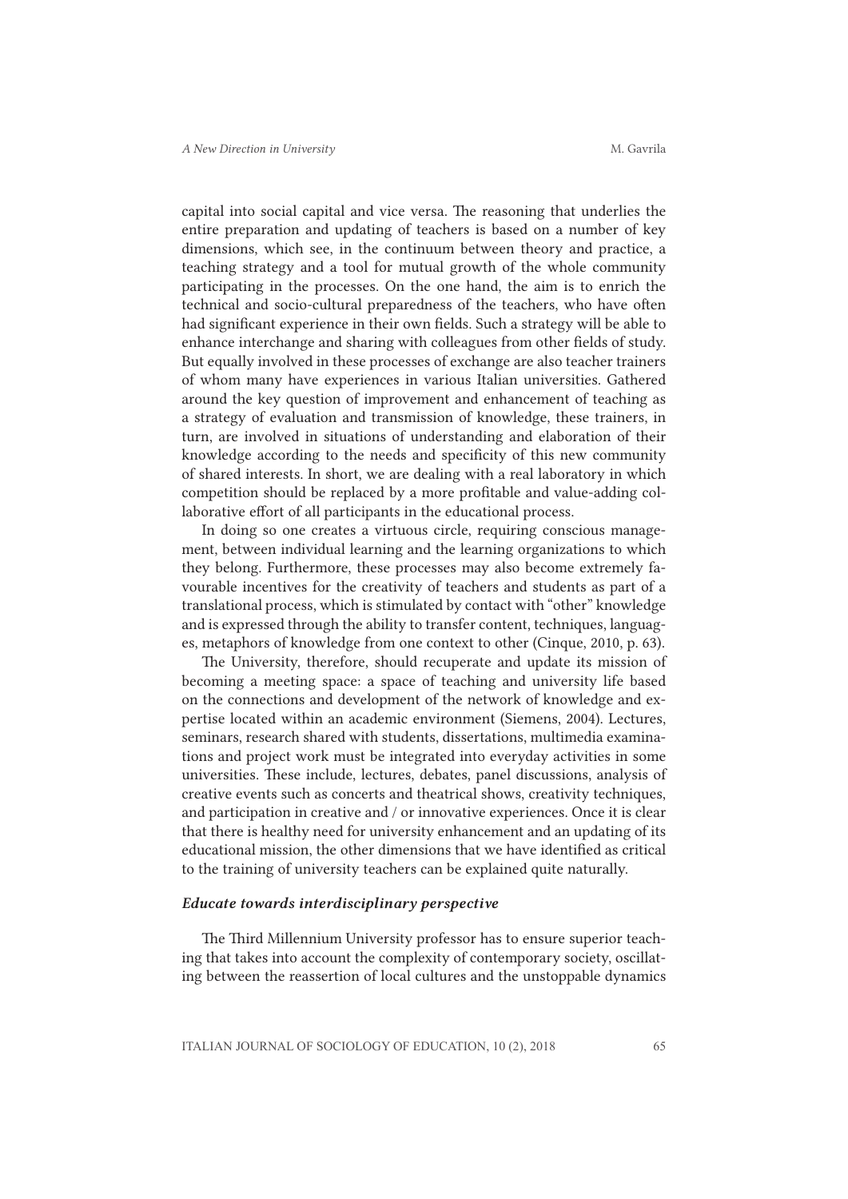capital into social capital and vice versa. The reasoning that underlies the entire preparation and updating of teachers is based on a number of key dimensions, which see, in the continuum between theory and practice, a teaching strategy and a tool for mutual growth of the whole community participating in the processes. On the one hand, the aim is to enrich the technical and socio-cultural preparedness of the teachers, who have often had significant experience in their own fields. Such a strategy will be able to enhance interchange and sharing with colleagues from other fields of study. But equally involved in these processes of exchange are also teacher trainers of whom many have experiences in various Italian universities. Gathered around the key question of improvement and enhancement of teaching as a strategy of evaluation and transmission of knowledge, these trainers, in turn, are involved in situations of understanding and elaboration of their knowledge according to the needs and specificity of this new community of shared interests. In short, we are dealing with a real laboratory in which competition should be replaced by a more profitable and value-adding collaborative effort of all participants in the educational process.

In doing so one creates a virtuous circle, requiring conscious management, between individual learning and the learning organizations to which they belong. Furthermore, these processes may also become extremely favourable incentives for the creativity of teachers and students as part of a translational process, which is stimulated by contact with "other" knowledge and is expressed through the ability to transfer content, techniques, languages, metaphors of knowledge from one context to other (Cinque, 2010, p. 63).

The University, therefore, should recuperate and update its mission of becoming a meeting space: a space of teaching and university life based on the connections and development of the network of knowledge and expertise located within an academic environment (Siemens, 2004). Lectures, seminars, research shared with students, dissertations, multimedia examinations and project work must be integrated into everyday activities in some universities. These include, lectures, debates, panel discussions, analysis of creative events such as concerts and theatrical shows, creativity techniques, and participation in creative and / or innovative experiences. Once it is clear that there is healthy need for university enhancement and an updating of its educational mission, the other dimensions that we have identified as critical to the training of university teachers can be explained quite naturally.

### *Educate towards interdisciplinary perspective*

The Third Millennium University professor has to ensure superior teaching that takes into account the complexity of contemporary society, oscillating between the reassertion of local cultures and the unstoppable dynamics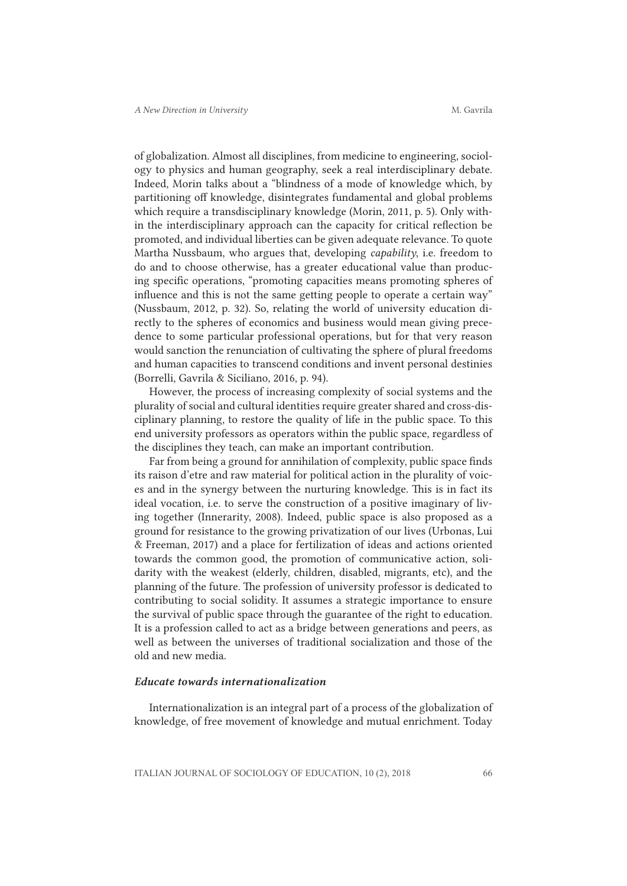of globalization. Almost all disciplines, from medicine to engineering, sociology to physics and human geography, seek a real interdisciplinary debate. Indeed, Morin talks about a "blindness of a mode of knowledge which, by partitioning off knowledge, disintegrates fundamental and global problems which require a transdisciplinary knowledge (Morin, 2011, p. 5). Only within the interdisciplinary approach can the capacity for critical reflection be promoted, and individual liberties can be given adequate relevance. To quote Martha Nussbaum, who argues that, developing *capability*, i.e. freedom to do and to choose otherwise, has a greater educational value than producing specific operations, "promoting capacities means promoting spheres of influence and this is not the same getting people to operate a certain way" (Nussbaum, 2012, p. 32). So, relating the world of university education directly to the spheres of economics and business would mean giving precedence to some particular professional operations, but for that very reason would sanction the renunciation of cultivating the sphere of plural freedoms and human capacities to transcend conditions and invent personal destinies (Borrelli, Gavrila & Siciliano, 2016, p. 94).

However, the process of increasing complexity of social systems and the plurality of social and cultural identities require greater shared and cross-disciplinary planning, to restore the quality of life in the public space. To this end university professors as operators within the public space, regardless of the disciplines they teach, can make an important contribution.

Far from being a ground for annihilation of complexity, public space finds its raison d'etre and raw material for political action in the plurality of voices and in the synergy between the nurturing knowledge. This is in fact its ideal vocation, i.e. to serve the construction of a positive imaginary of living together (Innerarity, 2008). Indeed, public space is also proposed as a ground for resistance to the growing privatization of our lives (Urbonas, Lui & Freeman, 2017) and a place for fertilization of ideas and actions oriented towards the common good, the promotion of communicative action, solidarity with the weakest (elderly, children, disabled, migrants, etc), and the planning of the future. The profession of university professor is dedicated to contributing to social solidity. It assumes a strategic importance to ensure the survival of public space through the guarantee of the right to education. It is a profession called to act as a bridge between generations and peers, as well as between the universes of traditional socialization and those of the old and new media.

### *Educate towards internationalization*

Internationalization is an integral part of a process of the globalization of knowledge, of free movement of knowledge and mutual enrichment. Today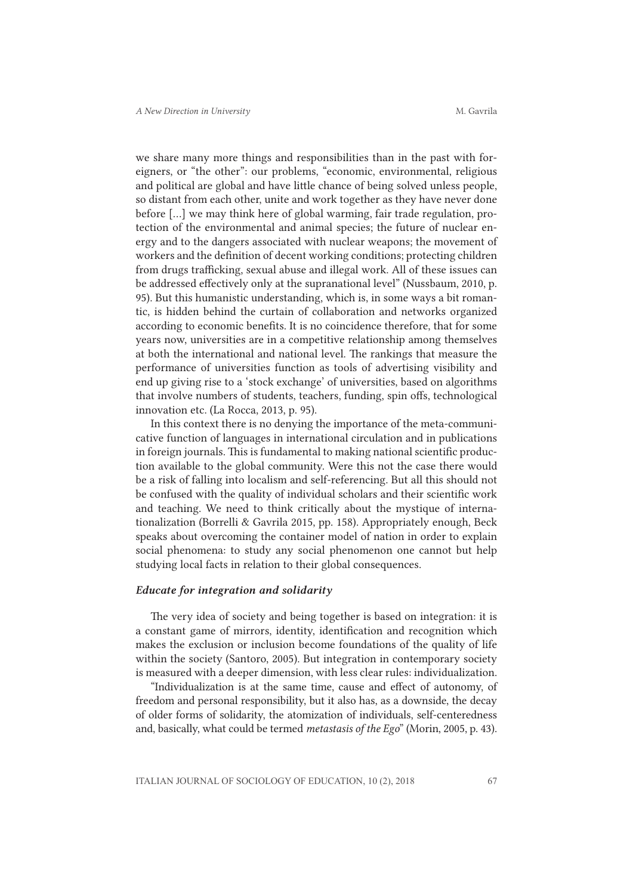we share many more things and responsibilities than in the past with foreigners, or "the other": our problems, "economic, environmental, religious and political are global and have little chance of being solved unless people, so distant from each other, unite and work together as they have never done before [...] we may think here of global warming, fair trade regulation, protection of the environmental and animal species; the future of nuclear energy and to the dangers associated with nuclear weapons; the movement of workers and the definition of decent working conditions; protecting children from drugs trafficking, sexual abuse and illegal work. All of these issues can be addressed effectively only at the supranational level" (Nussbaum, 2010, p. 95). But this humanistic understanding, which is, in some ways a bit romantic, is hidden behind the curtain of collaboration and networks organized according to economic benefits. It is no coincidence therefore, that for some years now, universities are in a competitive relationship among themselves at both the international and national level. The rankings that measure the performance of universities function as tools of advertising visibility and end up giving rise to a 'stock exchange' of universities, based on algorithms that involve numbers of students, teachers, funding, spin offs, technological innovation etc. (La Rocca, 2013, p. 95).

In this context there is no denying the importance of the meta-communicative function of languages in international circulation and in publications in foreign journals. This is fundamental to making national scientific production available to the global community. Were this not the case there would be a risk of falling into localism and self-referencing. But all this should not be confused with the quality of individual scholars and their scientific work and teaching. We need to think critically about the mystique of internationalization (Borrelli & Gavrila 2015, pp. 158). Appropriately enough, Beck speaks about overcoming the container model of nation in order to explain social phenomena: to study any social phenomenon one cannot but help studying local facts in relation to their global consequences.

### *Educate for integration and solidarity*

The very idea of society and being together is based on integration: it is a constant game of mirrors, identity, identification and recognition which makes the exclusion or inclusion become foundations of the quality of life within the society (Santoro, 2005). But integration in contemporary society is measured with a deeper dimension, with less clear rules: individualization.

"Individualization is at the same time, cause and effect of autonomy, of freedom and personal responsibility, but it also has, as a downside, the decay of older forms of solidarity, the atomization of individuals, self-centeredness and, basically, what could be termed *metastasis of the Ego*" (Morin, 2005, p. 43).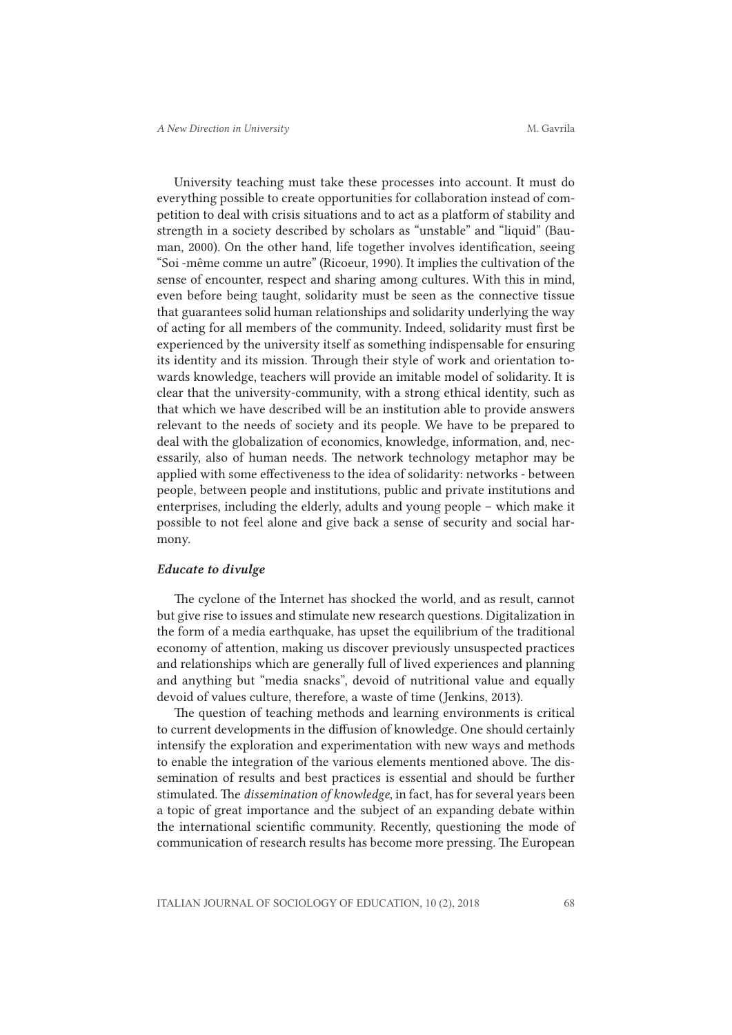University teaching must take these processes into account. It must do everything possible to create opportunities for collaboration instead of competition to deal with crisis situations and to act as a platform of stability and strength in a society described by scholars as "unstable" and "liquid" (Bauman, 2000). On the other hand, life together involves identification, seeing "Soi -même comme un autre" (Ricoeur, 1990). It implies the cultivation of the sense of encounter, respect and sharing among cultures. With this in mind, even before being taught, solidarity must be seen as the connective tissue that guarantees solid human relationships and solidarity underlying the way of acting for all members of the community. Indeed, solidarity must first be experienced by the university itself as something indispensable for ensuring its identity and its mission. Through their style of work and orientation towards knowledge, teachers will provide an imitable model of solidarity. It is clear that the university-community, with a strong ethical identity, such as that which we have described will be an institution able to provide answers relevant to the needs of society and its people. We have to be prepared to deal with the globalization of economics, knowledge, information, and, necessarily, also of human needs. The network technology metaphor may be applied with some effectiveness to the idea of solidarity: networks - between people, between people and institutions, public and private institutions and enterprises, including the elderly, adults and young people – which make it possible to not feel alone and give back a sense of security and social harmony.

### *Educate to divulge*

The cyclone of the Internet has shocked the world, and as result, cannot but give rise to issues and stimulate new research questions. Digitalization in the form of a media earthquake, has upset the equilibrium of the traditional economy of attention, making us discover previously unsuspected practices and relationships which are generally full of lived experiences and planning and anything but "media snacks", devoid of nutritional value and equally devoid of values culture, therefore, a waste of time (Jenkins, 2013).

The question of teaching methods and learning environments is critical to current developments in the diffusion of knowledge. One should certainly intensify the exploration and experimentation with new ways and methods to enable the integration of the various elements mentioned above. The dissemination of results and best practices is essential and should be further stimulated. The *dissemination of knowledge*, in fact, has for several years been a topic of great importance and the subject of an expanding debate within the international scientific community. Recently, questioning the mode of communication of research results has become more pressing. The European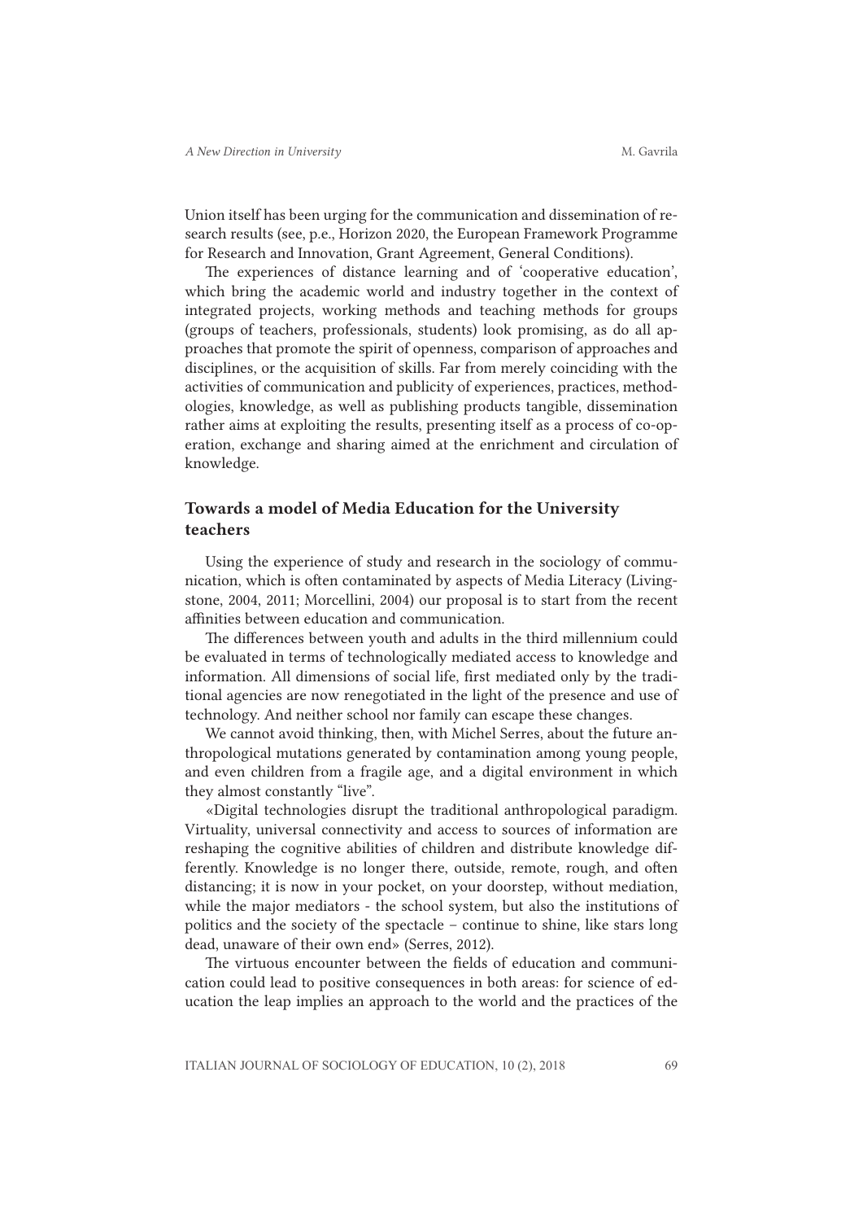Union itself has been urging for the communication and dissemination of research results (see, p.e., Horizon 2020, the European Framework Programme for Research and Innovation, Grant Agreement, General Conditions).

The experiences of distance learning and of 'cooperative education', which bring the academic world and industry together in the context of integrated projects, working methods and teaching methods for groups (groups of teachers, professionals, students) look promising, as do all approaches that promote the spirit of openness, comparison of approaches and disciplines, or the acquisition of skills. Far from merely coinciding with the activities of communication and publicity of experiences, practices, methodologies, knowledge, as well as publishing products tangible, dissemination rather aims at exploiting the results, presenting itself as a process of co-operation, exchange and sharing aimed at the enrichment and circulation of knowledge.

## Towards a model of Media Education for the University teachers

Using the experience of study and research in the sociology of communication, which is often contaminated by aspects of Media Literacy (Livingstone, 2004, 2011; Morcellini, 2004) our proposal is to start from the recent affinities between education and communication.

The differences between youth and adults in the third millennium could be evaluated in terms of technologically mediated access to knowledge and information. All dimensions of social life, first mediated only by the traditional agencies are now renegotiated in the light of the presence and use of technology. And neither school nor family can escape these changes.

We cannot avoid thinking, then, with Michel Serres, about the future anthropological mutations generated by contamination among young people, and even children from a fragile age, and a digital environment in which they almost constantly "live".

«Digital technologies disrupt the traditional anthropological paradigm. Virtuality, universal connectivity and access to sources of information are reshaping the cognitive abilities of children and distribute knowledge differently. Knowledge is no longer there, outside, remote, rough, and often distancing; it is now in your pocket, on your doorstep, without mediation, while the major mediators - the school system, but also the institutions of politics and the society of the spectacle – continue to shine, like stars long dead, unaware of their own end» (Serres, 2012).

The virtuous encounter between the fields of education and communication could lead to positive consequences in both areas: for science of education the leap implies an approach to the world and the practices of the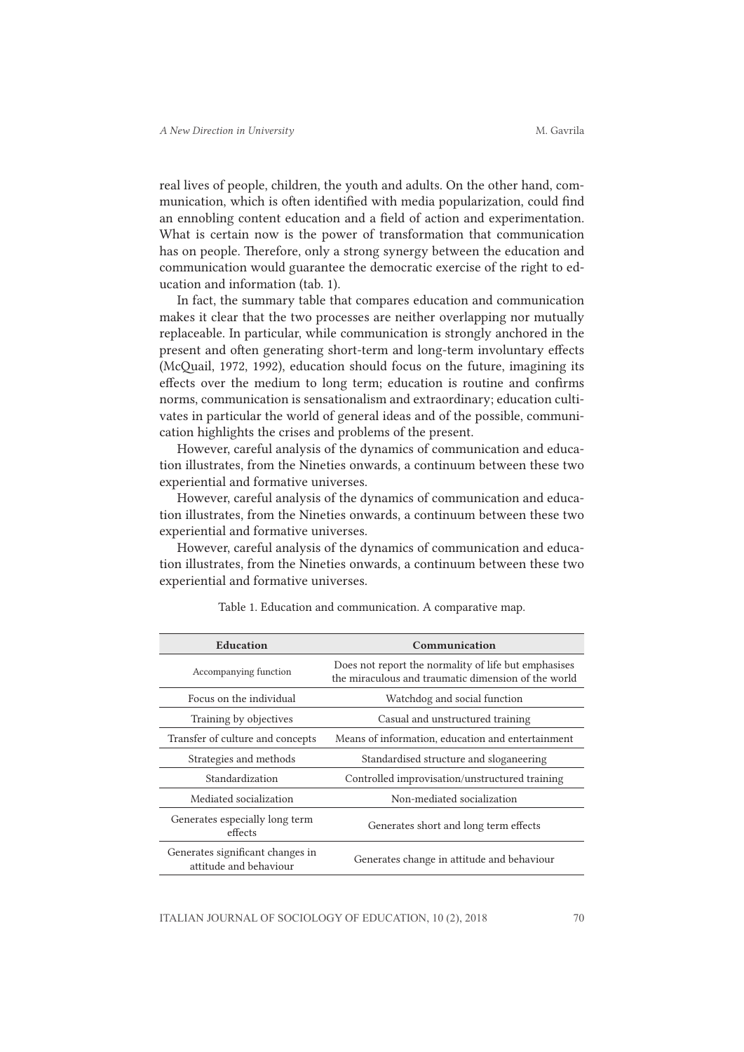real lives of people, children, the youth and adults. On the other hand, communication, which is often identified with media popularization, could find an ennobling content education and a field of action and experimentation. What is certain now is the power of transformation that communication has on people. Therefore, only a strong synergy between the education and communication would guarantee the democratic exercise of the right to education and information (tab. 1).

In fact, the summary table that compares education and communication makes it clear that the two processes are neither overlapping nor mutually replaceable. In particular, while communication is strongly anchored in the present and often generating short-term and long-term involuntary effects (McQuail, 1972, 1992), education should focus on the future, imagining its effects over the medium to long term; education is routine and confirms norms, communication is sensationalism and extraordinary; education cultivates in particular the world of general ideas and of the possible, communication highlights the crises and problems of the present.

However, careful analysis of the dynamics of communication and education illustrates, from the Nineties onwards, a continuum between these two experiential and formative universes.

However, careful analysis of the dynamics of communication and education illustrates, from the Nineties onwards, a continuum between these two experiential and formative universes.

However, careful analysis of the dynamics of communication and education illustrates, from the Nineties onwards, a continuum between these two experiential and formative universes.

Table 1. Education and communication. A comparative map.

| Education | Communication |
| --- | --- |
| Accompanying function | Does not report the normality of life but emphasises the miraculous and traumatic dimension of the world |
| Focus on the individual | Watchdog and social function |
| Training by objectives | Casual and unstructured training |
| Transfer of culture and concepts | Means of information, education and entertainment |
| Strategies and methods | Standardised structure and sloganeering |
| Standardization | Controlled improvisation/unstructured training |
| Mediated socialization | Non-mediated socialization |
| Generates especially long term effects | Generates short and long term effects |
| Generates significant changes in attitude and behaviour | Generates change in attitude and behaviour |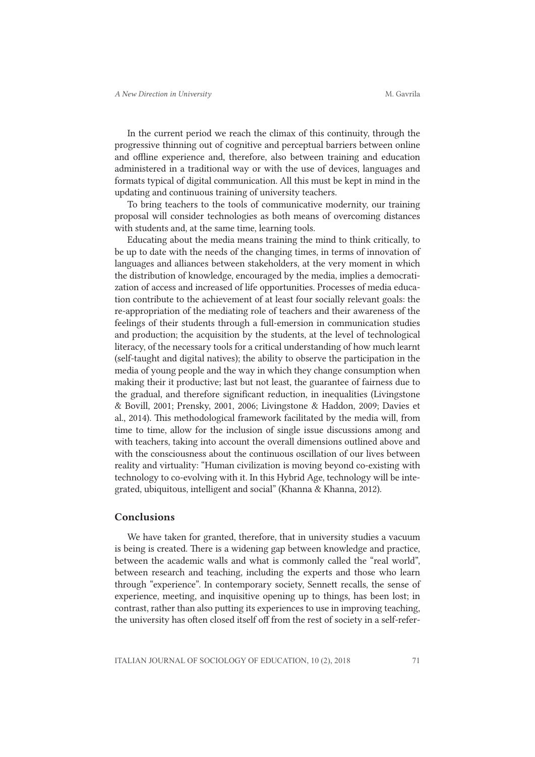In the current period we reach the climax of this continuity, through the progressive thinning out of cognitive and perceptual barriers between online and offline experience and, therefore, also between training and education administered in a traditional way or with the use of devices, languages and formats typical of digital communication. All this must be kept in mind in the updating and continuous training of university teachers.

To bring teachers to the tools of communicative modernity, our training proposal will consider technologies as both means of overcoming distances with students and, at the same time, learning tools.

Educating about the media means training the mind to think critically, to be up to date with the needs of the changing times, in terms of innovation of languages and alliances between stakeholders, at the very moment in which the distribution of knowledge, encouraged by the media, implies a democratization of access and increased of life opportunities. Processes of media education contribute to the achievement of at least four socially relevant goals: the re-appropriation of the mediating role of teachers and their awareness of the feelings of their students through a full-emersion in communication studies and production; the acquisition by the students, at the level of technological literacy, of the necessary tools for a critical understanding of how much learnt (self-taught and digital natives); the ability to observe the participation in the media of young people and the way in which they change consumption when making their it productive; last but not least, the guarantee of fairness due to the gradual, and therefore significant reduction, in inequalities (Livingstone & Bovill, 2001; Prensky, 2001, 2006; Livingstone & Haddon, 2009; Davies et al., 2014). This methodological framework facilitated by the media will, from time to time, allow for the inclusion of single issue discussions among and with teachers, taking into account the overall dimensions outlined above and with the consciousness about the continuous oscillation of our lives between reality and virtuality: "Human civilization is moving beyond co-existing with technology to co-evolving with it. In this Hybrid Age, technology will be integrated, ubiquitous, intelligent and social" (Khanna & Khanna, 2012).

## Conclusions

We have taken for granted, therefore, that in university studies a vacuum is being is created. There is a widening gap between knowledge and practice, between the academic walls and what is commonly called the "real world", between research and teaching, including the experts and those who learn through "experience". In contemporary society, Sennett recalls, the sense of experience, meeting, and inquisitive opening up to things, has been lost; in contrast, rather than also putting its experiences to use in improving teaching, the university has often closed itself off from the rest of society in a self-refer-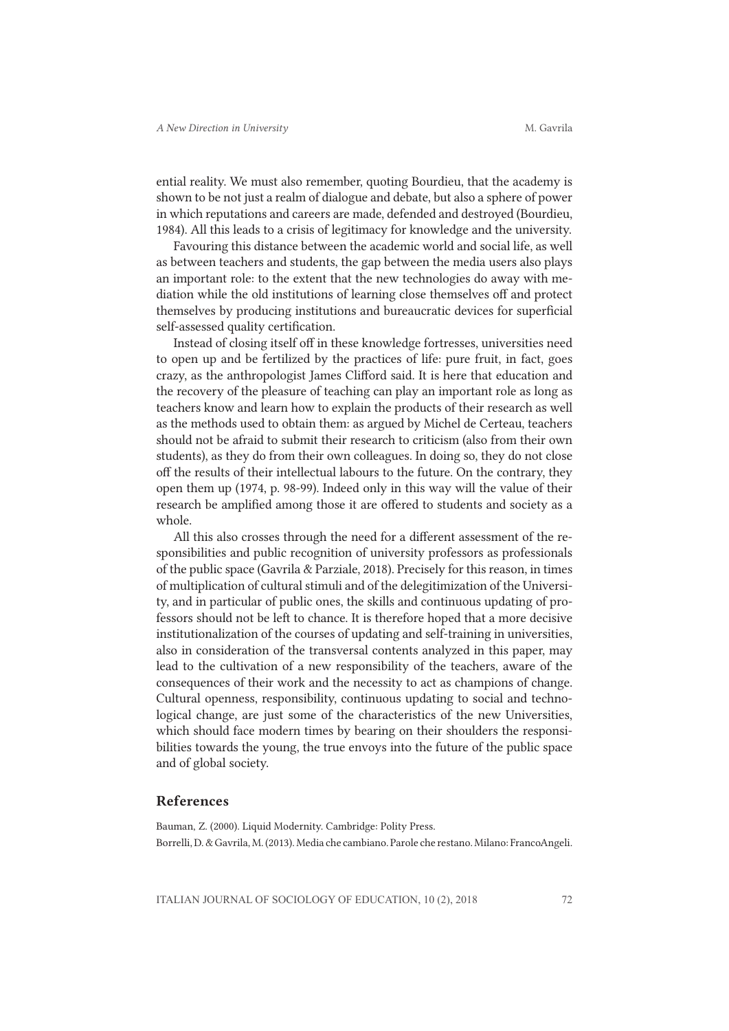ential reality. We must also remember, quoting Bourdieu, that the academy is shown to be not just a realm of dialogue and debate, but also a sphere of power in which reputations and careers are made, defended and destroyed (Bourdieu, 1984). All this leads to a crisis of legitimacy for knowledge and the university.

Favouring this distance between the academic world and social life, as well as between teachers and students, the gap between the media users also plays an important role: to the extent that the new technologies do away with mediation while the old institutions of learning close themselves off and protect themselves by producing institutions and bureaucratic devices for superficial self-assessed quality certification.

Instead of closing itself off in these knowledge fortresses, universities need to open up and be fertilized by the practices of life: pure fruit, in fact, goes crazy, as the anthropologist James Clifford said. It is here that education and the recovery of the pleasure of teaching can play an important role as long as teachers know and learn how to explain the products of their research as well as the methods used to obtain them: as argued by Michel de Certeau, teachers should not be afraid to submit their research to criticism (also from their own students), as they do from their own colleagues. In doing so, they do not close off the results of their intellectual labours to the future. On the contrary, they open them up (1974, p. 98-99). Indeed only in this way will the value of their research be amplified among those it are offered to students and society as a whole.

All this also crosses through the need for a different assessment of the responsibilities and public recognition of university professors as professionals of the public space (Gavrila & Parziale, 2018). Precisely for this reason, in times of multiplication of cultural stimuli and of the delegitimization of the University, and in particular of public ones, the skills and continuous updating of professors should not be left to chance. It is therefore hoped that a more decisive institutionalization of the courses of updating and self-training in universities, also in consideration of the transversal contents analyzed in this paper, may lead to the cultivation of a new responsibility of the teachers, aware of the consequences of their work and the necessity to act as champions of change. Cultural openness, responsibility, continuous updating to social and technological change, are just some of the characteristics of the new Universities, which should face modern times by bearing on their shoulders the responsibilities towards the young, the true envoys into the future of the public space and of global society.

## References

Bauman, Z. (2000). Liquid Modernity. Cambridge: Polity Press.

Borrelli, D. & Gavrila, M. (2013). Media che cambiano. Parole che restano. Milano: FrancoAngeli.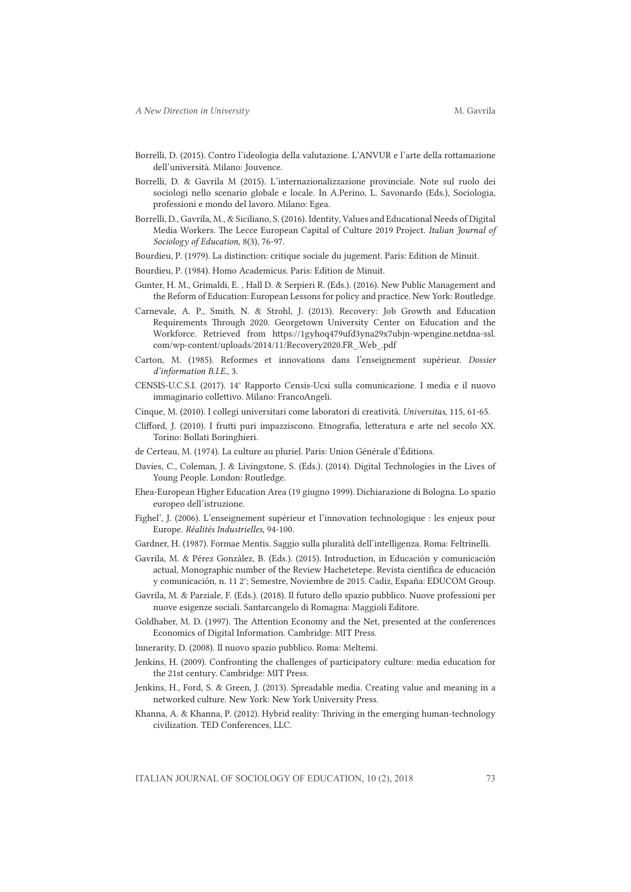Borrelli, D. (2015). Contro l'ideologia della valutazione. L'ANVUR e l'arte della rottamazione dell'università. Milano: Jouvence.

Borrelli, D. & Gavrila M (2015). L'internazionalizzazione provinciale. Note sul ruolo dei sociologi nello scenario globale e locale. In A.Perino, L. Savonardo (Eds.), Sociologia, professioni e mondo del lavoro. Milano: Egea.

Borrelli, D., Gavrila, M., & Siciliano, S. (2016). Identity, Values and Educational Needs of Digital Media Workers. The Lecce European Capital of Culture 2019 Project. *Italian Journal of Sociology of Education*, 8(3), 76-97.

Bourdieu, P. (1979). La distinction: critique sociale du jugement. Paris: Edition de Minuit.

Bourdieu, P. (1984). Homo Academicus. Paris: Edition de Minuit.

Gunter, H. M., Grimaldi, E. , Hall D. & Serpieri R. (Eds.). (2016). New Public Management and the Reform of Education: European Lessons for policy and practice. New York: Routledge.

Carnevale, A. P., Smith, N. & Strohl, J. (2013). Recovery: Job Growth and Education Requirements Through 2020. Georgetown University Center on Education and the Workforce. Retrieved from https://1gyhoq479ufd3yna29x7ubjn-wpengine.netdna-ssl.com/wp-content/uploads/2014/11/Recovery2020.FR_.Web_.pdf

Carton, M. (1985). Reformes et innovations dans l'enseignement supérieur. *Dossier d'information B.I.E.*, 3.

CENSIS-U.C.S.I. (2017). 14° Rapporto Censis-Ucsi sulla comunicazione. I media e il nuovo immaginario collettivo. Milano: FrancoAngeli.

Cinque, M. (2010). I collegi universitari come laboratori di creatività. *Universitas*, 115, 61-65.

Clifford, J. (2010). I frutti puri impazziscono. Etnografia, letteratura e arte nel secolo XX. Torino: Bollati Boringhieri.

de Certeau, M. (1974). La culture au pluriel. Paris: Union Générale d'Éditions.

Davies, C., Coleman, J. & Livingstone, S. (Eds.). (2014). Digital Technologies in the Lives of Young People. London: Routledge.

Ehea-European Higher Education Area (19 giugno 1999). Dichiarazione di Bologna. Lo spazio europeo dell'istruzione.

Fighel', J. (2006). L'enseignement supérieur et l'innovation technologique : les enjeux pour Europe. *Réalités Industrielles*, 94-100.

Gardner, H. (1987). Formae Mentis. Saggio sulla pluralità dell'intelligenza. Roma: Feltrinelli.

Gavrila, M. & Pérez Gonzàlez, B. (Eds.). (2015). Introduction, in Educación y comunicación actual, Monographic number of the Review Hachetetepe. Revista científica de educación y comunicación, n. 11 2°; Semestre, Noviembre de 2015. Cadiz, España: EDUCOM Group.

Gavrila, M. & Parziale, F. (Eds.). (2018). Il futuro dello spazio pubblico. Nuove professioni per nuove esigenze sociali. Santarcangelo di Romagna: Maggioli Editore.

Goldhaber, M. D. (1997). The Attention Economy and the Net, presented at the conferences Economics of Digital Information. Cambridge: MIT Press.

Innerarity, D. (2008). Il nuovo spazio pubblico. Roma: Meltemi.

Jenkins, H. (2009). Confronting the challenges of participatory culture: media education for the 21st century. Cambridge: MIT Press.

Jenkins, H., Ford, S. & Green, J. (2013). Spreadable media. Creating value and meaning in a networked culture. New York: New York University Press.

Khanna, A. & Khanna, P. (2012). Hybrid reality: Thriving in the emerging human-technology civilization. TED Conferences, LLC.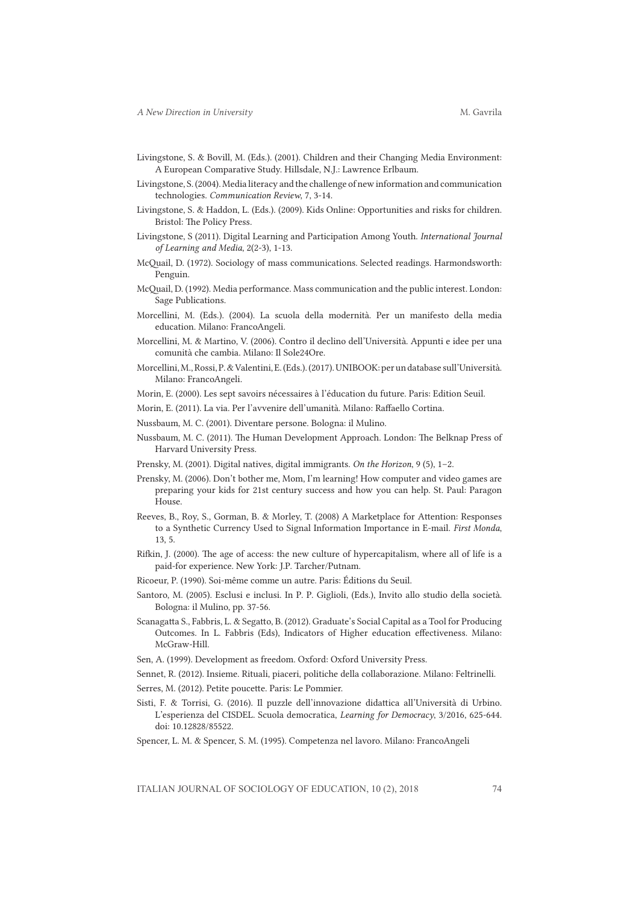Livingstone, S. & Bovill, M. (Eds.). (2001). Children and their Changing Media Environment: A European Comparative Study. Hillsdale, N.J.: Lawrence Erlbaum.

Livingstone, S. (2004). Media literacy and the challenge of new information and communication technologies. *Communication Review*, 7, 3-14.

Livingstone, S. & Haddon, L. (Eds.). (2009). Kids Online: Opportunities and risks for children. Bristol: The Policy Press.

Livingstone, S (2011). Digital Learning and Participation Among Youth. *International Journal of Learning and Media*, 2(2-3), 1-13.

McQuail, D. (1972). Sociology of mass communications. Selected readings. Harmondsworth: Penguin.

McQuail, D. (1992). Media performance. Mass communication and the public interest. London: Sage Publications.

Morcellini, M. (Eds.). (2004). La scuola della modernità. Per un manifesto della media education. Milano: FrancoAngeli.

Morcellini, M. & Martino, V. (2006). Contro il declino dell'Università. Appunti e idee per una comunità che cambia. Milano: Il Sole24Ore.

Morcellini, M., Rossi, P. & Valentini, E. (Eds.). (2017). UNIBOOK: per un database sull'Università. Milano: FrancoAngeli.

Morin, E. (2000). Les sept savoirs nécessaires à l'éducation du future. Paris: Edition Seuil.

Morin, E. (2011). La via. Per l'avvenire dell'umanità. Milano: Raffaello Cortina.

Nussbaum, M. C. (2001). Diventare persone. Bologna: il Mulino.

Nussbaum, M. C. (2011). The Human Development Approach. London: The Belknap Press of Harvard University Press.

Prensky, M. (2001). Digital natives, digital immigrants. *On the Horizon*, 9 (5), 1–2.

Prensky, M. (2006). Don't bother me, Mom, I'm learning! How computer and video games are preparing your kids for 21st century success and how you can help. St. Paul: Paragon House.

Reeves, B., Roy, S., Gorman, B. & Morley, T. (2008) A Marketplace for Attention: Responses to a Synthetic Currency Used to Signal Information Importance in E-mail. *First Monda*, 13, 5.

Rifkin, J. (2000). The age of access: the new culture of hypercapitalism, where all of life is a paid-for experience. New York: J.P. Tarcher/Putnam.

Ricoeur, P. (1990). Soi-même comme un autre. Paris: Éditions du Seuil.

Santoro, M. (2005). Esclusi e inclusi. In P. P. Giglioli, (Eds.), Invito allo studio della società. Bologna: il Mulino, pp. 37-56.

Scanagatta S., Fabbris, L. & Segatto, B. (2012). Graduate's Social Capital as a Tool for Producing Outcomes. In L. Fabbris (Eds), Indicators of Higher education effectiveness. Milano: McGraw-Hill.

Sen, A. (1999). Development as freedom. Oxford: Oxford University Press.

Sennet, R. (2012). Insieme. Rituali, piaceri, politiche della collaborazione. Milano: Feltrinelli.

Serres, M. (2012). Petite poucette. Paris: Le Pommier.

Sisti, F. & Torrisi, G. (2016). Il puzzle dell'innovazione didattica all'Università di Urbino. L'esperienza del CISDEL. Scuola democratica, *Learning for Democracy*, 3/2016, 625-644. doi: 10.12828/85522.

Spencer, L. M. & Spencer, S. M. (1995). Competenza nel lavoro. Milano: FrancoAngeli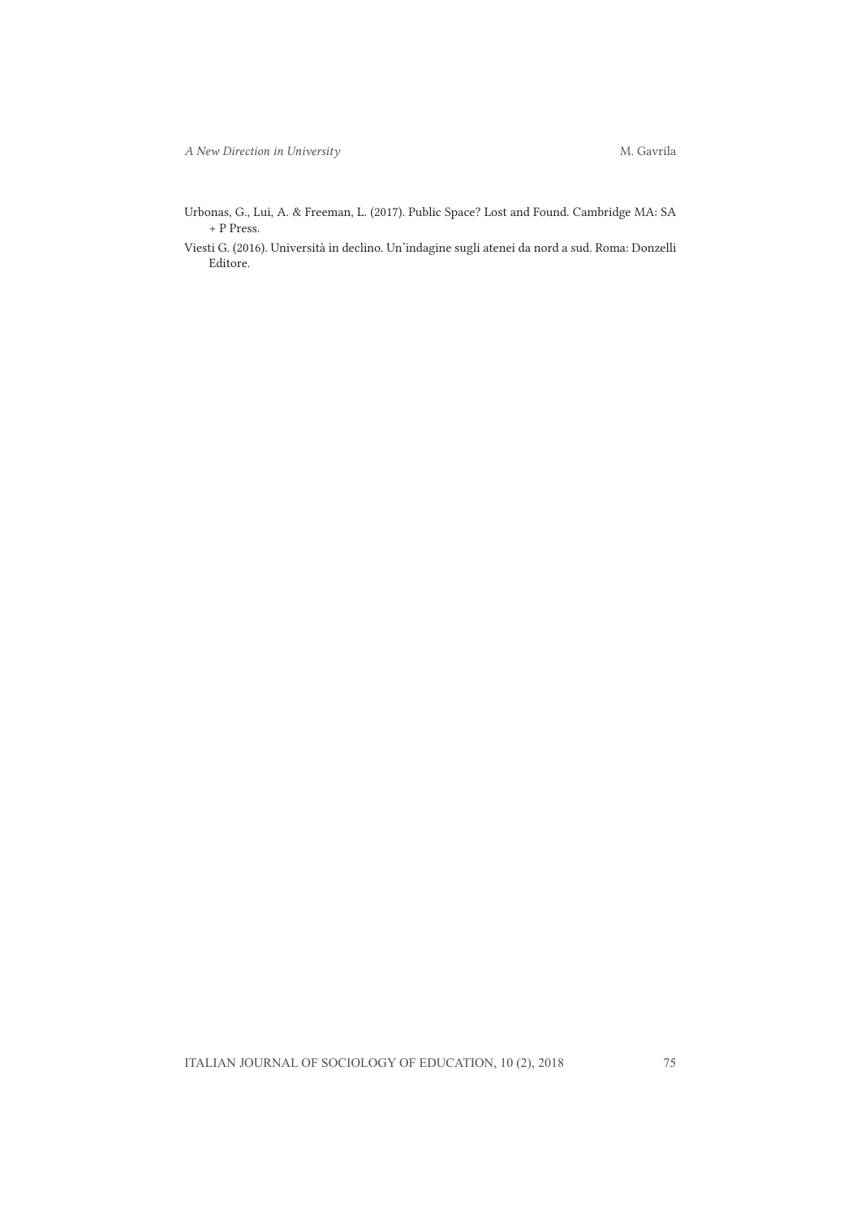Urbonas, G., Lui, A. & Freeman, L. (2017). Public Space? Lost and Found. Cambridge MA: SA + P Press.

Viesti G. (2016). Università in declino. Un'indagine sugli atenei da nord a sud. Roma: Donzelli Editore.